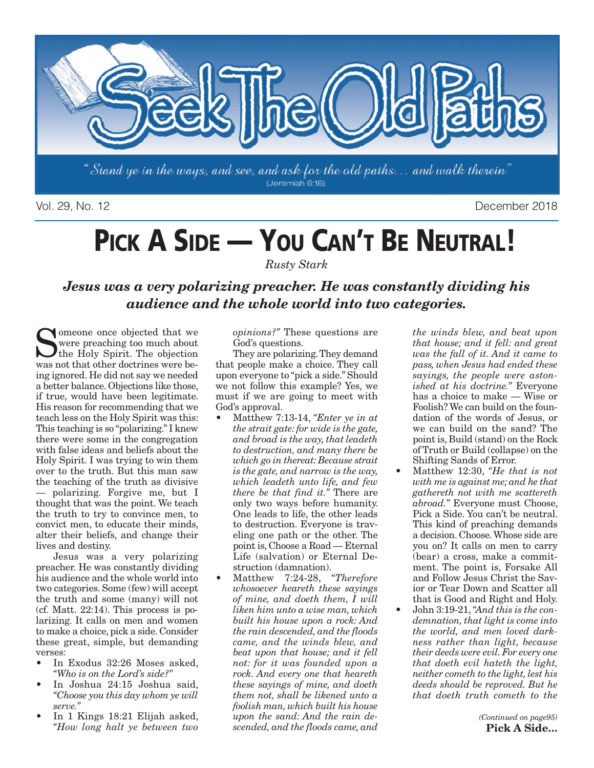# Seek The Old Paths

*"Stand ye in the ways, and see, and ask for the old paths... and walk therein"* (Jeremiah 6:16)

Vol. 29, No. 12 — December 2018

# PICK A SIDE — YOU CAN'T BE NEUTRAL!

*Rusty Stark*

***Jesus was a very polarizing preacher. He was constantly dividing his audience and the whole world into two categories.***

Someone once objected that we were preaching too much about the Holy Spirit. The objection was not that other doctrines were being ignored. He did not say we needed a better balance. Objections like those, if true, would have been legitimate. His reason for recommending that we teach less on the Holy Spirit was this: This teaching is so "polarizing." I knew there were some in the congregation with false ideas and beliefs about the Holy Spirit. I was trying to win them over to the truth. But this man saw the teaching of the truth as divisive — polarizing. Forgive me, but I thought that was the point. We teach the truth to try to convince men, to convict men, to educate their minds, alter their beliefs, and change their lives and destiny.

Jesus was a very polarizing preacher. He was constantly dividing his audience and the whole world into two categories. Some (few) will accept the truth and some (many) will not (cf. Matt. 22:14). This process is polarizing. It calls on men and women to make a choice, pick a side. Consider these great, simple, but demanding verses:

- In Exodus 32:26 Moses asked, *"Who is on the Lord's side?"*
- In Joshua 24:15 Joshua said, *"Choose you this day whom ye will serve."*
- In 1 Kings 18:21 Elijah asked, *"How long halt ye between two opinions?"* These questions are God's questions.

They are polarizing. They demand that people make a choice. They call upon everyone to "pick a side." Should we not follow this example? Yes, we must if we are going to meet with God's approval.

- Matthew 7:13-14, *"Enter ye in at the strait gate: for wide is the gate, and broad is the way, that leadeth to destruction, and many there be which go in thereat: Because strait is the gate, and narrow is the way, which leadeth unto life, and few there be that find it."* There are only two ways before humanity. One leads to life, the other leads to destruction. Everyone is traveling one path or the other. The point is, Choose a Road — Eternal Life (salvation) or Eternal Destruction (damnation).
- Matthew 7:24-28, *"Therefore whosoever heareth these sayings of mine, and doeth them, I will liken him unto a wise man, which built his house upon a rock: And the rain descended, and the floods came, and the winds blew, and beat upon that house; and it fell not: for it was founded upon a rock. And every one that heareth these sayings of mine, and doeth them not, shall be likened unto a foolish man, which built his house upon the sand: And the rain descended, and the floods came, and the winds blew, and beat upon that house; and it fell: and great was the fall of it. And it came to pass, when Jesus had ended these sayings, the people were astonished at his doctrine."* Everyone has a choice to make — Wise or Foolish? We can build on the foundation of the words of Jesus, or we can build on the sand? The point is, Build (stand) on the Rock of Truth or Build (collapse) on the Shifting Sands of Error.
- Matthew 12:30, *"He that is not with me is against me; and he that gathereth not with me scattereth abroad."* Everyone must Choose, Pick a Side. You can't be neutral. This kind of preaching demands a decision. Choose. Whose side are you on? It calls on men to carry (bear) a cross, make a commitment. The point is, Forsake All and Follow Jesus Christ the Savior or Tear Down and Scatter all that is Good and Right and Holy.
- John 3:19-21, *"And this is the condemnation, that light is come into the world, and men loved darkness rather than light, because their deeds were evil. For every one that doeth evil hateth the light, neither cometh to the light, lest his deeds should be reproved. But he that doeth truth cometh to the*

*(Continued on page95)*
**Pick A Side...**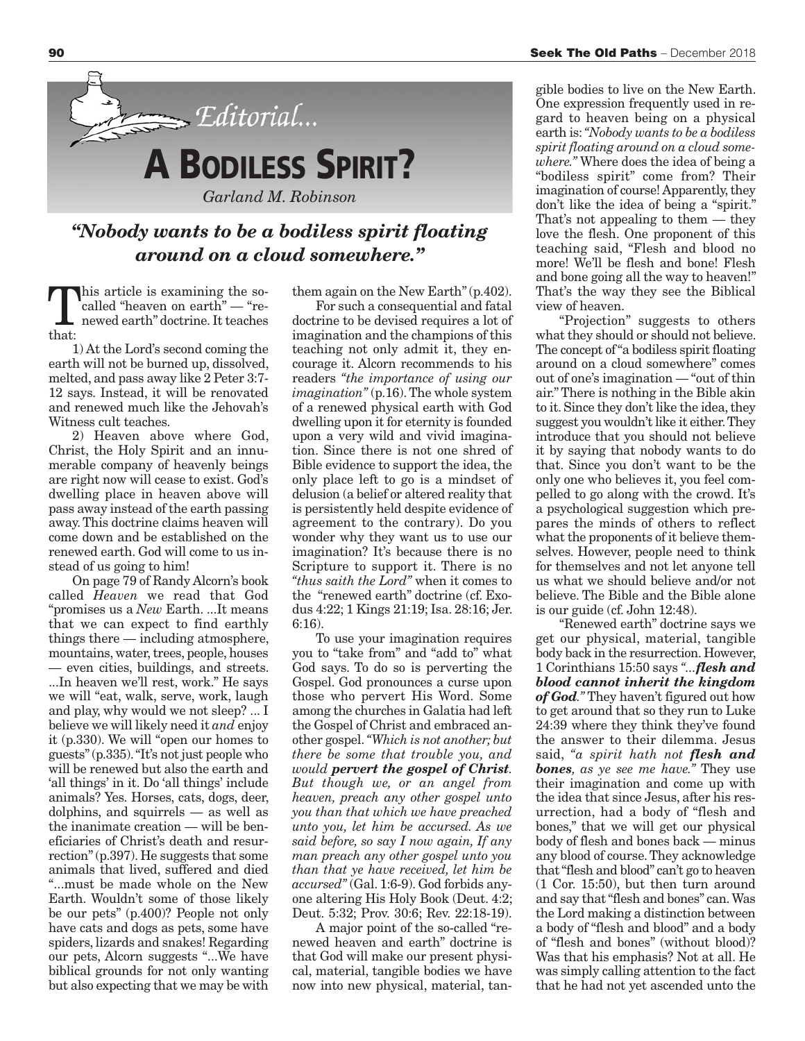*Editorial...*

# A BODILESS SPIRIT?

*Garland M. Robinson*

### *"Nobody wants to be a bodiless spirit floating around on a cloud somewhere."*

This article is examining the so-called "heaven on earth" — "renewed earth" doctrine. It teaches that:

1) At the Lord's second coming the earth will not be burned up, dissolved, melted, and pass away like 2 Peter 3:7-12 says. Instead, it will be renovated and renewed much like the Jehovah's Witness cult teaches.

2) Heaven above where God, Christ, the Holy Spirit and an innumerable company of heavenly beings are right now will cease to exist. God's dwelling place in heaven above will pass away instead of the earth passing away. This doctrine claims heaven will come down and be established on the renewed earth. God will come to us instead of us going to him!

On page 79 of Randy Alcorn's book called *Heaven* we read that God "promises us a *New* Earth. ...It means that we can expect to find earthly things there — including atmosphere, mountains, water, trees, people, houses — even cities, buildings, and streets. ...In heaven we'll rest, work." He says we will "eat, walk, serve, work, laugh and play, why would we not sleep? ... I believe we will likely need it *and* enjoy it (p.330). We will "open our homes to guests" (p.335). "It's not just people who will be renewed but also the earth and 'all things' in it. Do 'all things' include animals? Yes. Horses, cats, dogs, deer, dolphins, and squirrels — as well as the inanimate creation — will be beneficiaries of Christ's death and resurrection" (p.397). He suggests that some animals that lived, suffered and died "...must be made whole on the New Earth. Wouldn't some of those likely be our pets" (p.400)? People not only have cats and dogs as pets, some have spiders, lizards and snakes! Regarding our pets, Alcorn suggests "...We have biblical grounds for not only wanting but also expecting that we may be with them again on the New Earth" (p.402).

For such a consequential and fatal doctrine to be devised requires a lot of imagination and the champions of this teaching not only admit it, they encourage it. Alcorn recommends to his readers *"the importance of using our imagination"* (p.16). The whole system of a renewed physical earth with God dwelling upon it for eternity is founded upon a very wild and vivid imagination. Since there is not one shred of Bible evidence to support the idea, the only place left to go is a mindset of delusion (a belief or altered reality that is persistently held despite evidence of agreement to the contrary). Do you wonder why they want us to use our imagination? It's because there is no Scripture to support it. There is no *"thus saith the Lord"* when it comes to the "renewed earth" doctrine (cf. Exodus 4:22; 1 Kings 21:19; Isa. 28:16; Jer. 6:16).

To use your imagination requires you to "take from" and "add to" what God says. To do so is perverting the Gospel. God pronounces a curse upon those who pervert His Word. Some among the churches in Galatia had left the Gospel of Christ and embraced another gospel. *"Which is not another; but there be some that trouble you, and would **pervert the gospel of Christ**. But though we, or an angel from heaven, preach any other gospel unto you than that which we have preached unto you, let him be accursed. As we said before, so say I now again, If any man preach any other gospel unto you than that ye have received, let him be accursed"* (Gal. 1:6-9). God forbids anyone altering His Holy Book (Deut. 4:2; Deut. 5:32; Prov. 30:6; Rev. 22:18-19).

A major point of the so-called "renewed heaven and earth" doctrine is that God will make our present physical, material, tangible bodies we have now into new physical, material, tangible bodies to live on the New Earth. One expression frequently used in regard to heaven being on a physical earth is: *"Nobody wants to be a bodiless spirit floating around on a cloud somewhere."* Where does the idea of being a "bodiless spirit" come from? Their imagination of course! Apparently, they don't like the idea of being a "spirit." That's not appealing to them — they love the flesh. One proponent of this teaching said, "Flesh and blood no more! We'll be flesh and bone! Flesh and bone going all the way to heaven!" That's the way they see the Biblical view of heaven.

"Projection" suggests to others what they should or should not believe. The concept of "a bodiless spirit floating around on a cloud somewhere" comes out of one's imagination — "out of thin air." There is nothing in the Bible akin to it. Since they don't like the idea, they suggest you wouldn't like it either. They introduce that you should not believe it by saying that nobody wants to do that. Since you don't want to be the only one who believes it, you feel compelled to go along with the crowd. It's a psychological suggestion which prepares the minds of others to reflect what the proponents of it believe themselves. However, people need to think for themselves and not let anyone tell us what we should believe and/or not believe. The Bible and the Bible alone is our guide (cf. John 12:48).

"Renewed earth" doctrine says we get our physical, material, tangible body back in the resurrection. However, 1 Corinthians 15:50 says *"...**flesh and blood cannot inherit the kingdom of God**."* They haven't figured out how to get around that so they run to Luke 24:39 where they think they've found the answer to their dilemma. Jesus said, *"a spirit hath not **flesh and bones**, as ye see me have."* They use their imagination and come up with the idea that since Jesus, after his resurrection, had a body of "flesh and bones," that we will get our physical body of flesh and bones back — minus any blood of course. They acknowledge that "flesh and blood" can't go to heaven (1 Cor. 15:50), but then turn around and say that "flesh and bones" can. Was the Lord making a distinction between a body of "flesh and blood" and a body of "flesh and bones" (without blood)? Was that his emphasis? Not at all. He was simply calling attention to the fact that he had not yet ascended unto the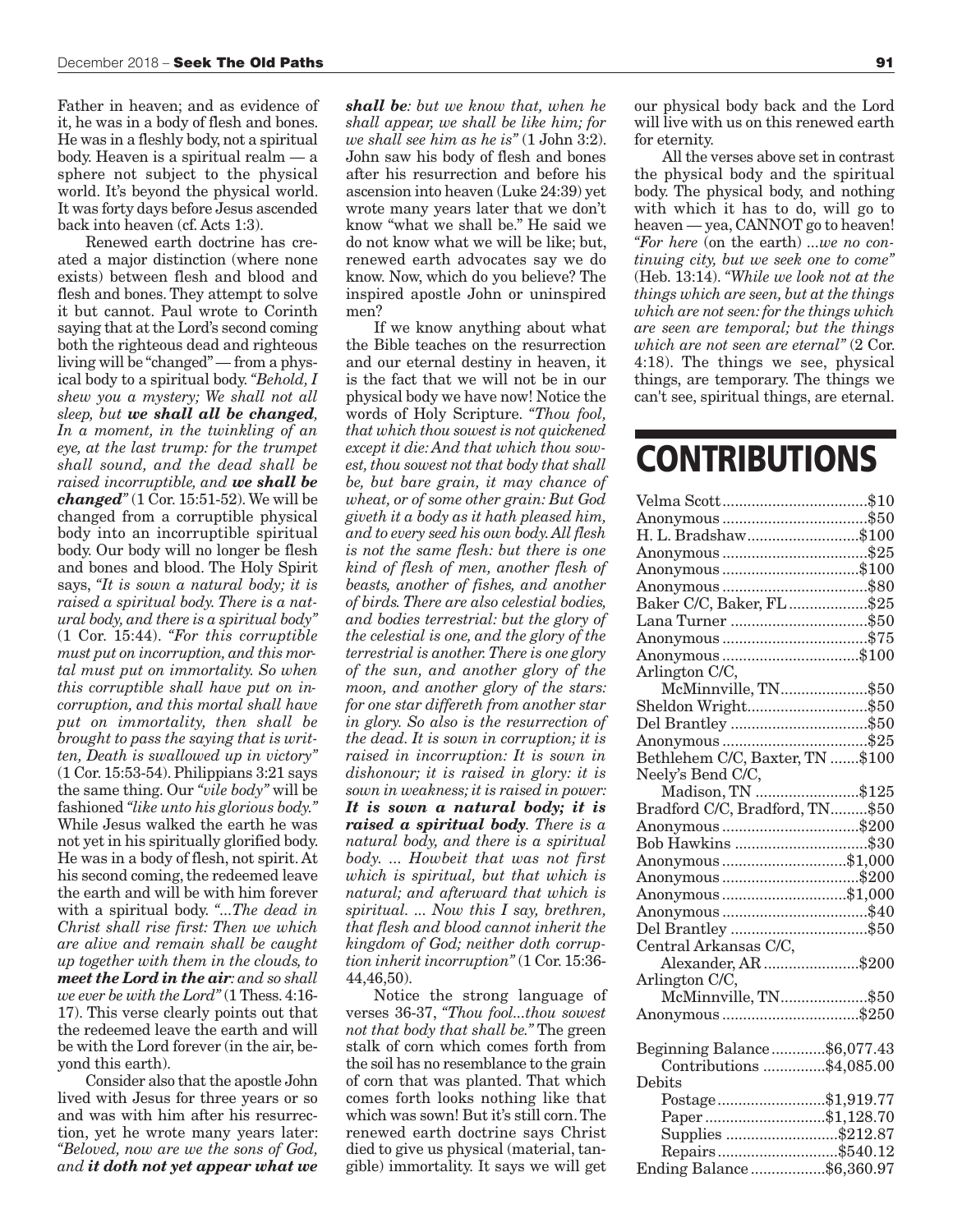Father in heaven; and as evidence of it, he was in a body of flesh and bones. He was in a fleshly body, not a spiritual body. Heaven is a spiritual realm — a sphere not subject to the physical world. It's beyond the physical world. It was forty days before Jesus ascended back into heaven (cf. Acts 1:3).

Renewed earth doctrine has created a major distinction (where none exists) between flesh and blood and flesh and bones. They attempt to solve it but cannot. Paul wrote to Corinth saying that at the Lord's second coming both the righteous dead and righteous living will be "changed" — from a physical body to a spiritual body. *"Behold, I shew you a mystery; We shall not all sleep, but **we shall all be changed**, In a moment, in the twinkling of an eye, at the last trump: for the trumpet shall sound, and the dead shall be raised incorruptible, and **we shall be changed**"* (1 Cor. 15:51-52). We will be changed from a corruptible physical body into an incorruptible spiritual body. Our body will no longer be flesh and bones and blood. The Holy Spirit says, *"It is sown a natural body; it is raised a spiritual body. There is a natural body, and there is a spiritual body"* (1 Cor. 15:44). *"For this corruptible must put on incorruption, and this mortal must put on immortality. So when this corruptible shall have put on incorruption, and this mortal shall have put on immortality, then shall be brought to pass the saying that is written, Death is swallowed up in victory"* (1 Cor. 15:53-54). Philippians 3:21 says the same thing. Our *"vile body"* will be fashioned *"like unto his glorious body."* While Jesus walked the earth he was not yet in his spiritually glorified body. He was in a body of flesh, not spirit. At his second coming, the redeemed leave the earth and will be with him forever with a spiritual body. *"...The dead in Christ shall rise first: Then we which are alive and remain shall be caught up together with them in the clouds, to **meet the Lord in the air**: and so shall we ever be with the Lord"* (1 Thess. 4:16-17). This verse clearly points out that the redeemed leave the earth and will be with the Lord forever (in the air, beyond this earth).

Consider also that the apostle John lived with Jesus for three years or so and was with him after his resurrection, yet he wrote many years later: *"Beloved, now are we the sons of God, and **it doth not yet appear what we shall be**: but we know that, when he shall appear, we shall be like him; for we shall see him as he is"* (1 John 3:2). John saw his body of flesh and bones after his resurrection and before his ascension into heaven (Luke 24:39) yet wrote many years later that we don't know "what we shall be." He said we do not know what we will be like; but, renewed earth advocates say we do know. Now, which do you believe? The inspired apostle John or uninspired men?

If we know anything about what the Bible teaches on the resurrection and our eternal destiny in heaven, it is the fact that we will not be in our physical body we have now! Notice the words of Holy Scripture. *"Thou fool, that which thou sowest is not quickened except it die: And that which thou sowest, thou sowest not that body that shall be, but bare grain, it may chance of wheat, or of some other grain: But God giveth it a body as it hath pleased him, and to every seed his own body. All flesh is not the same flesh: but there is one kind of flesh of men, another flesh of beasts, another of fishes, and another of birds. There are also celestial bodies, and bodies terrestrial: but the glory of the celestial is one, and the glory of the terrestrial is another. There is one glory of the sun, and another glory of the moon, and another glory of the stars: for one star differeth from another star in glory. So also is the resurrection of the dead. It is sown in corruption; it is raised in incorruption: It is sown in dishonour; it is raised in glory: it is sown in weakness; it is raised in power: **It is sown a natural body; it is raised a spiritual body**. There is a natural body, and there is a spiritual body. ... Howbeit that was not first which is spiritual, but that which is natural; and afterward that which is spiritual. ... Now this I say, brethren, that flesh and blood cannot inherit the kingdom of God; neither doth corruption inherit incorruption"* (1 Cor. 15:36-44,46,50).

Notice the strong language of verses 36-37, *"Thou fool...thou sowest not that body that shall be."* The green stalk of corn which comes forth from the soil has no resemblance to the grain of corn that was planted. That which comes forth looks nothing like that which was sown! But it's still corn. The renewed earth doctrine says Christ died to give us physical (material, tangible) immortality. It says we will get our physical body back and the Lord will live with us on this renewed earth for eternity.

All the verses above set in contrast the physical body and the spiritual body. The physical body, and nothing with which it has to do, will go to heaven — yea, CANNOT go to heaven! *"For here* (on the earth) *...we no continuing city, but we seek one to come"* (Heb. 13:14). *"While we look not at the things which are seen, but at the things which are not seen: for the things which are seen are temporal; but the things which are not seen are eternal"* (2 Cor. 4:18). The things we see, physical things, are temporary. The things we can't see, spiritual things, are eternal.

# CONTRIBUTIONS

| | |
|---|---|
| Velma Scott | $10 |
| Anonymous | $50 |
| H. L. Bradshaw | $100 |
| Anonymous | $25 |
| Anonymous | $100 |
| Anonymous | $80 |
| Baker C/C, Baker, FL | $25 |
| Lana Turner | $50 |
| Anonymous | $75 |
| Anonymous | $100 |
| Arlington C/C, McMinnville, TN | $50 |
| Sheldon Wright | $50 |
| Del Brantley | $50 |
| Anonymous | $25 |
| Bethlehem C/C, Baxter, TN | $100 |
| Neely's Bend C/C, Madison, TN | $125 |
| Bradford C/C, Bradford, TN | $50 |
| Anonymous | $200 |
| Bob Hawkins | $30 |
| Anonymous | $1,000 |
| Anonymous | $200 |
| Anonymous | $1,000 |
| Anonymous | $40 |
| Del Brantley | $50 |
| Central Arkansas C/C, Alexander, AR | $200 |
| Arlington C/C, McMinnville, TN | $50 |
| Anonymous | $250 |

| | |
|---|---|
| Beginning Balance | $6,077.43 |
| Contributions | $4,085.00 |
| Debits | |
| Postage | $1,919.77 |
| Paper | $1,128.70 |
| Supplies | $212.87 |
| Repairs | $540.12 |
| Ending Balance | $6,360.97 |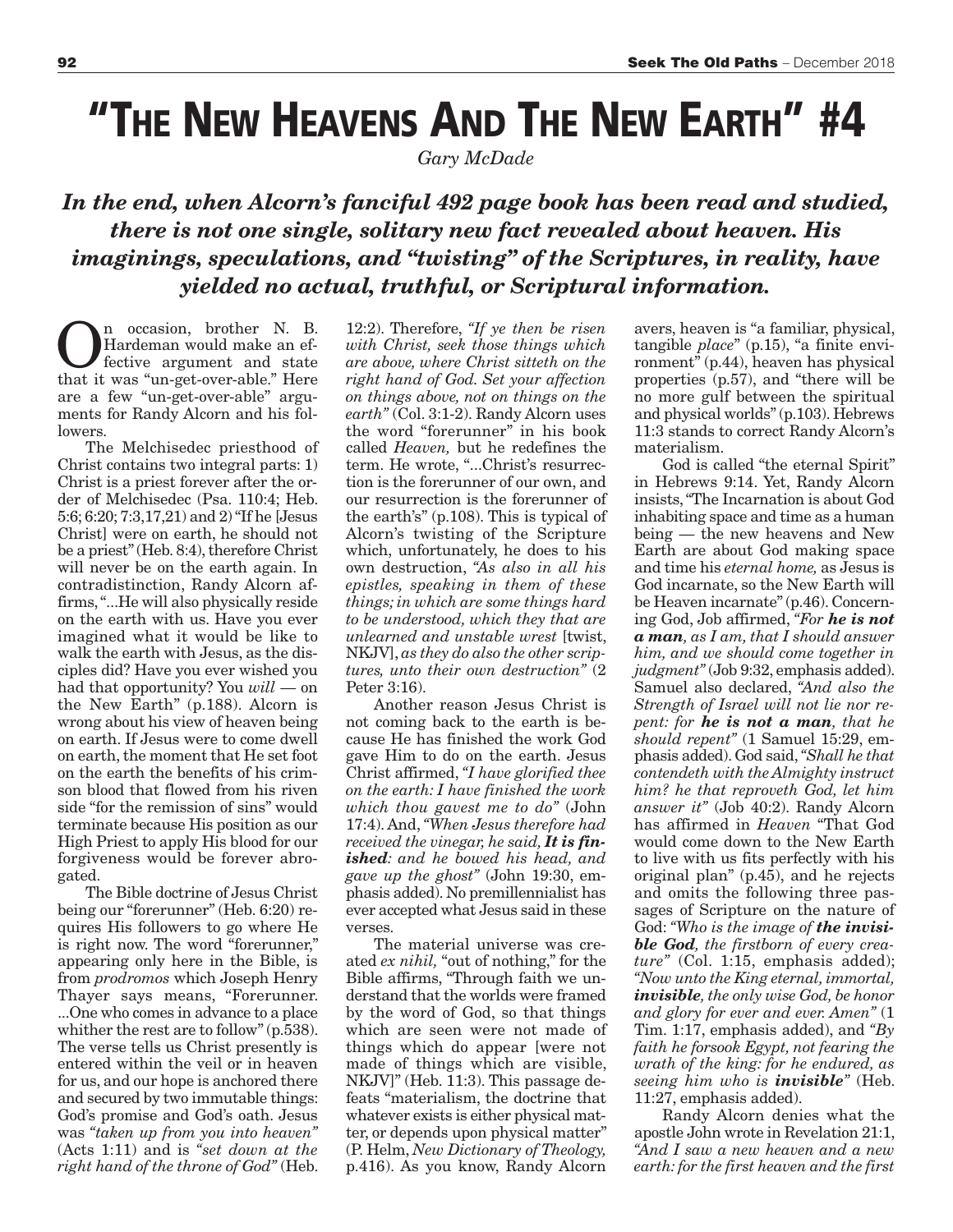# "The New Heavens And The New Earth" #4

*Gary McDade*

***In the end, when Alcorn's fanciful 492 page book has been read and studied, there is not one single, solitary new fact revealed about heaven. His imaginings, speculations, and "twisting" of the Scriptures, in reality, have yielded no actual, truthful, or Scriptural information.***

On occasion, brother N. B. Hardeman would make an effective argument and state that it was "un-get-over-able." Here are a few "un-get-over-able" arguments for Randy Alcorn and his followers.

The Melchisedec priesthood of Christ contains two integral parts: 1) Christ is a priest forever after the order of Melchisedec (Psa. 110:4; Heb. 5:6; 6:20; 7:3,17,21) and 2) "If he [Jesus Christ] were on earth, he should not be a priest" (Heb. 8:4), therefore Christ will never be on the earth again. In contradistinction, Randy Alcorn affirms, "...He will also physically reside on the earth with us. Have you ever imagined what it would be like to walk the earth with Jesus, as the disciples did? Have you ever wished you had that opportunity? You *will* — on the New Earth" (p.188). Alcorn is wrong about his view of heaven being on earth. If Jesus were to come dwell on earth, the moment that He set foot on the earth the benefits of his crimson blood that flowed from his riven side "for the remission of sins" would terminate because His position as our High Priest to apply His blood for our forgiveness would be forever abrogated.

The Bible doctrine of Jesus Christ being our "forerunner" (Heb. 6:20) requires His followers to go where He is right now. The word "forerunner," appearing only here in the Bible, is from *prodromos* which Joseph Henry Thayer says means, "Forerunner. ...One who comes in advance to a place whither the rest are to follow" (p.538). The verse tells us Christ presently is entered within the veil or in heaven for us, and our hope is anchored there and secured by two immutable things: God's promise and God's oath. Jesus was *"taken up from you into heaven"* (Acts 1:11) and is *"set down at the right hand of the throne of God"* (Heb. 12:2). Therefore, *"If ye then be risen with Christ, seek those things which are above, where Christ sitteth on the right hand of God. Set your affection on things above, not on things on the earth"* (Col. 3:1-2). Randy Alcorn uses the word "forerunner" in his book called *Heaven,* but he redefines the term. He wrote, "...Christ's resurrection is the forerunner of our own, and our resurrection is the forerunner of the earth's" (p.108). This is typical of Alcorn's twisting of the Scripture which, unfortunately, he does to his own destruction, *"As also in all his epistles, speaking in them of these things; in which are some things hard to be understood, which they that are unlearned and unstable wrest* [twist, NKJV], *as they do also the other scriptures, unto their own destruction"* (2 Peter 3:16).

Another reason Jesus Christ is not coming back to the earth is because He has finished the work God gave Him to do on the earth. Jesus Christ affirmed, *"I have glorified thee on the earth: I have finished the work which thou gavest me to do"* (John 17:4). And, *"When Jesus therefore had received the vinegar, he said,* ***It is finished****: and he bowed his head, and gave up the ghost"* (John 19:30, emphasis added). No premillennialist has ever accepted what Jesus said in these verses.

The material universe was created *ex nihil,* "out of nothing," for the Bible affirms, "Through faith we understand that the worlds were framed by the word of God, so that things which are seen were not made of things which do appear [were not made of things which are visible, NKJV]" (Heb. 11:3). This passage defeats "materialism, the doctrine that whatever exists is either physical matter, or depends upon physical matter" (P. Helm, *New Dictionary of Theology,* p.416). As you know, Randy Alcorn avers, heaven is "a familiar, physical, tangible *place*" (p.15), "a finite environment" (p.44), heaven has physical properties (p.57), and "there will be no more gulf between the spiritual and physical worlds" (p.103). Hebrews 11:3 stands to correct Randy Alcorn's materialism.

God is called "the eternal Spirit" in Hebrews 9:14. Yet, Randy Alcorn insists, "The Incarnation is about God inhabiting space and time as a human being — the new heavens and New Earth are about God making space and time his *eternal home,* as Jesus is God incarnate, so the New Earth will be Heaven incarnate" (p.46). Concerning God, Job affirmed, *"For* ***he is not a man****, as I am, that I should answer him, and we should come together in judgment"* (Job 9:32, emphasis added). Samuel also declared, *"And also the Strength of Israel will not lie nor repent: for* ***he is not a man****, that he should repent"* (1 Samuel 15:29, emphasis added). God said, *"Shall he that contendeth with the Almighty instruct him? he that reproveth God, let him answer it"* (Job 40:2). Randy Alcorn has affirmed in *Heaven* "That God would come down to the New Earth to live with us fits perfectly with his original plan" (p.45), and he rejects and omits the following three passages of Scripture on the nature of God: *"Who is the image of* ***the invisible God****, the firstborn of every creature"* (Col. 1:15, emphasis added); *"Now unto the King eternal, immortal,* ***invisible****, the only wise God, be honor and glory for ever and ever. Amen"* (1 Tim. 1:17, emphasis added), and *"By faith he forsook Egypt, not fearing the wrath of the king: for he endured, as seeing him who is* ***invisible****"* (Heb. 11:27, emphasis added).

Randy Alcorn denies what the apostle John wrote in Revelation 21:1, *"And I saw a new heaven and a new earth: for the first heaven and the first*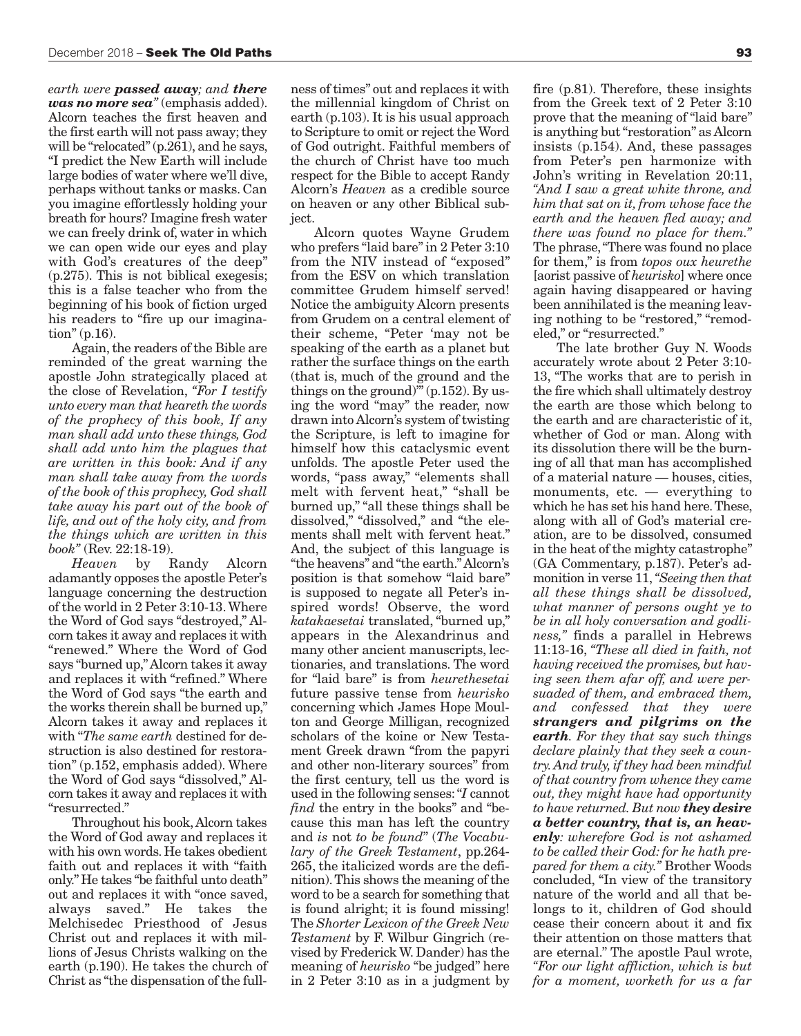*earth were **passed away**; and **there was no more sea**"* (emphasis added). Alcorn teaches the first heaven and the first earth will not pass away; they will be "relocated" (p.261), and he says, "I predict the New Earth will include large bodies of water where we'll dive, perhaps without tanks or masks. Can you imagine effortlessly holding your breath for hours? Imagine fresh water we can freely drink of, water in which we can open wide our eyes and play with God's creatures of the deep" (p.275). This is not biblical exegesis; this is a false teacher who from the beginning of his book of fiction urged his readers to "fire up our imagination" (p.16).

Again, the readers of the Bible are reminded of the great warning the apostle John strategically placed at the close of Revelation, *"For I testify unto every man that heareth the words of the prophecy of this book, If any man shall add unto these things, God shall add unto him the plagues that are written in this book: And if any man shall take away from the words of the book of this prophecy, God shall take away his part out of the book of life, and out of the holy city, and from the things which are written in this book"* (Rev. 22:18-19).

*Heaven* by Randy Alcorn adamantly opposes the apostle Peter's language concerning the destruction of the world in 2 Peter 3:10-13. Where the Word of God says "destroyed," Alcorn takes it away and replaces it with "renewed." Where the Word of God says "burned up," Alcorn takes it away and replaces it with "refined." Where the Word of God says "the earth and the works therein shall be burned up," Alcorn takes it away and replaces it with "*The same earth* destined for destruction is also destined for restoration" (p.152, emphasis added). Where the Word of God says "dissolved," Alcorn takes it away and replaces it with "resurrected."

Throughout his book, Alcorn takes the Word of God away and replaces it with his own words. He takes obedient faith out and replaces it with "faith only." He takes "be faithful unto death" out and replaces it with "once saved, always saved." He takes the Melchisedec Priesthood of Jesus Christ out and replaces it with millions of Jesus Christs walking on the earth (p.190). He takes the church of Christ as "the dispensation of the fullness of times" out and replaces it with the millennial kingdom of Christ on earth (p.103). It is his usual approach to Scripture to omit or reject the Word of God outright. Faithful members of the church of Christ have too much respect for the Bible to accept Randy Alcorn's *Heaven* as a credible source on heaven or any other Biblical subject.

Alcorn quotes Wayne Grudem who prefers "laid bare" in 2 Peter 3:10 from the NIV instead of "exposed" from the ESV on which translation committee Grudem himself served! Notice the ambiguity Alcorn presents from Grudem on a central element of their scheme, "Peter 'may not be speaking of the earth as a planet but rather the surface things on the earth (that is, much of the ground and the things on the ground)'" (p.152). By using the word "may" the reader, now drawn into Alcorn's system of twisting the Scripture, is left to imagine for himself how this cataclysmic event unfolds. The apostle Peter used the words, "pass away," "elements shall melt with fervent heat," "shall be burned up," "all these things shall be dissolved," "dissolved," and "the elements shall melt with fervent heat." And, the subject of this language is "the heavens" and "the earth." Alcorn's position is that somehow "laid bare" is supposed to negate all Peter's inspired words! Observe, the word *katakaesetai* translated, "burned up," appears in the Alexandrinus and many other ancient manuscripts, lectionaries, and translations. The word for "laid bare" is from *heurethesetai* future passive tense from *heurisko* concerning which James Hope Moulton and George Milligan, recognized scholars of the koine or New Testament Greek drawn "from the papyri and other non-literary sources" from the first century, tell us the word is used in the following senses: "*I* cannot *find* the entry in the books" and "because this man has left the country and *is* not *to be found*" (*The Vocabulary of the Greek Testament*, pp.264-265, the italicized words are the definition). This shows the meaning of the word to be a search for something that is found alright; it is found missing! The *Shorter Lexicon of the Greek New Testament* by F. Wilbur Gingrich (revised by Frederick W. Dander) has the meaning of *heurisko* "be judged" here in 2 Peter 3:10 as in a judgment by fire (p.81). Therefore, these insights from the Greek text of 2 Peter 3:10 prove that the meaning of "laid bare" is anything but "restoration" as Alcorn insists (p.154). And, these passages from Peter's pen harmonize with John's writing in Revelation 20:11, *"And I saw a great white throne, and him that sat on it, from whose face the earth and the heaven fled away; and there was found no place for them."* The phrase, "There was found no place for them," is from *topos oux heurethe* [aorist passive of *heurisko*] where once again having disappeared or having been annihilated is the meaning leaving nothing to be "restored," "remodeled," or "resurrected."

The late brother Guy N. Woods accurately wrote about 2 Peter 3:10-13, "The works that are to perish in the fire which shall ultimately destroy the earth are those which belong to the earth and are characteristic of it, whether of God or man. Along with its dissolution there will be the burning of all that man has accomplished of a material nature — houses, cities, monuments, etc. — everything to which he has set his hand here. These, along with all of God's material creation, are to be dissolved, consumed in the heat of the mighty catastrophe" (GA Commentary, p.187). Peter's admonition in verse 11, *"Seeing then that all these things shall be dissolved, what manner of persons ought ye to be in all holy conversation and godliness,"* finds a parallel in Hebrews 11:13-16, *"These all died in faith, not having received the promises, but having seen them afar off, and were persuaded of them, and embraced them, and confessed that they were **strangers and pilgrims on the earth**. For they that say such things declare plainly that they seek a country. And truly, if they had been mindful of that country from whence they came out, they might have had opportunity to have returned. But now **they desire a better country, that is, an heavenly**: wherefore God is not ashamed to be called their God: for he hath prepared for them a city."* Brother Woods concluded, "In view of the transitory nature of the world and all that belongs to it, children of God should cease their concern about it and fix their attention on those matters that are eternal." The apostle Paul wrote, *"For our light affliction, which is but for a moment, worketh for us a far*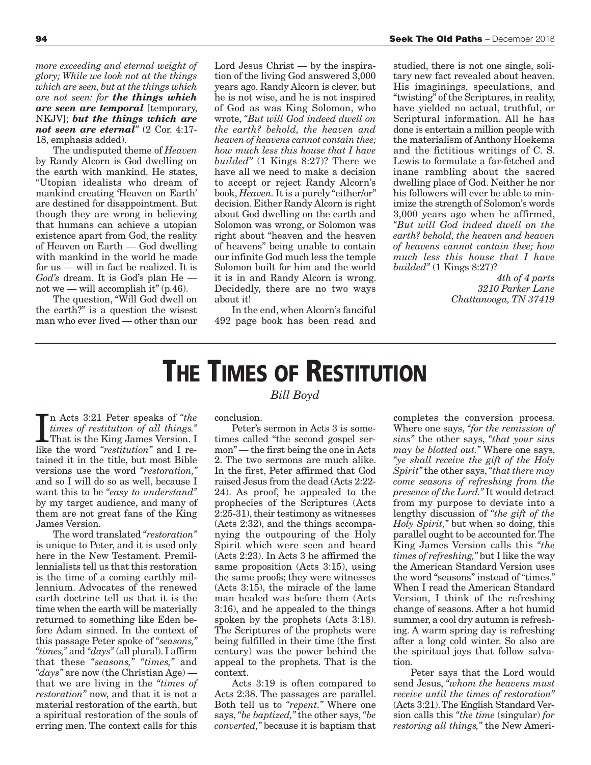*more exceeding and eternal weight of glory; While we look not at the things which are seen, but at the things which are not seen: for **the things which are seen are temporal*** [temporary, NKJV]; ***but the things which are not seen are eternal"*** (2 Cor. 4:17-18, emphasis added).

The undisputed theme of *Heaven* by Randy Alcorn is God dwelling on the earth with mankind. He states, "Utopian idealists who dream of mankind creating 'Heaven on Earth' are destined for disappointment. But though they are wrong in believing that humans can achieve a utopian existence apart from God, the reality of Heaven on Earth — God dwelling with mankind in the world he made for us — will in fact be realized. It is *God's* dream. It is God's plan He — not we — will accomplish it" (p.46).

The question, "Will God dwell on the earth?" is a question the wisest man who ever lived — other than our Lord Jesus Christ — by the inspiration of the living God answered 3,000 years ago. Randy Alcorn is clever, but he is not wise, and he is not inspired of God as was King Solomon, who wrote, *"But will God indeed dwell on the earth? behold, the heaven and heaven of heavens cannot contain thee; how much less this house that I have builded"* (1 Kings 8:27)? There we have all we need to make a decision to accept or reject Randy Alcorn's book, *Heaven*. It is a purely "either/or" decision. Either Randy Alcorn is right about God dwelling on the earth and Solomon was wrong, or Solomon was right about "heaven and the heaven of heavens" being unable to contain our infinite God much less the temple Solomon built for him and the world it is in and Randy Alcorn is wrong. Decidedly, there are no two ways about it!

In the end, when Alcorn's fanciful 492 page book has been read and studied, there is not one single, solitary new fact revealed about heaven. His imaginings, speculations, and "twisting" of the Scriptures, in reality, have yielded no actual, truthful, or Scriptural information. All he has done is entertain a million people with the materialism of Anthony Hoekema and the fictitious writings of C. S. Lewis to formulate a far-fetched and inane rambling about the sacred dwelling place of God. Neither he nor his followers will ever be able to minimize the strength of Solomon's words 3,000 years ago when he affirmed, *"But will God indeed dwell on the earth? behold, the heaven and heaven of heavens cannot contain thee; how much less this house that I have builded"* (1 Kings 8:27)?

*4th of 4 parts*
*3210 Parker Lane*
*Chattanooga, TN 37419*

# THE TIMES OF RESTITUTION

*Bill Boyd*

In Acts 3:21 Peter speaks of *"the times of restitution of all things."* That is the King James Version. I like the word *"restitution"* and I retained it in the title, but most Bible versions use the word *"restoration,"* and so I will do so as well, because I want this to be *"easy to understand"* by my target audience, and many of them are not great fans of the King James Version.

The word translated *"restoration"* is unique to Peter, and it is used only here in the New Testament. Premillennialists tell us that this restoration is the time of a coming earthly millennium. Advocates of the renewed earth doctrine tell us that it is the time when the earth will be materially returned to something like Eden before Adam sinned. In the context of this passage Peter spoke of *"seasons," "times,"* and *"days"* (all plural). I affirm that these *"seasons," "times,"* and *"days"* are now (the Christian Age) — that we are living in the *"times of restoration"* now, and that it is not a material restoration of the earth, but a spiritual restoration of the souls of erring men. The context calls for this conclusion.

Peter's sermon in Acts 3 is sometimes called "the second gospel sermon" — the first being the one in Acts 2. The two sermons are much alike. In the first, Peter affirmed that God raised Jesus from the dead (Acts 2:22-24). As proof, he appealed to the prophecies of the Scriptures (Acts 2:25-31), their testimony as witnesses (Acts 2:32), and the things accompanying the outpouring of the Holy Spirit which were seen and heard (Acts 2:23). In Acts 3 he affirmed the same proposition (Acts 3:15), using the same proofs; they were witnesses (Acts 3:15), the miracle of the lame man healed was before them (Acts 3:16), and he appealed to the things spoken by the prophets (Acts 3:18). The Scriptures of the prophets were being fulfilled in their time (the first century) was the power behind the appeal to the prophets. That is the context.

Acts 3:19 is often compared to Acts 2:38. The passages are parallel. Both tell us to *"repent."* Where one says, *"be baptized,"* the other says, *"be converted,"* because it is baptism that completes the conversion process. Where one says, *"for the remission of sins"* the other says, *"that your sins may be blotted out."* Where one says, *"ye shall receive the gift of the Holy Spirit"* the other says, *"that there may come seasons of refreshing from the presence of the Lord."* It would detract from my purpose to deviate into a lengthy discussion of *"the gift of the Holy Spirit,"* but when so doing, this parallel ought to be accounted for. The King James Version calls this *"the times of refreshing,"* but I like the way the American Standard Version uses the word "seasons" instead of "times." When I read the American Standard Version, I think of the refreshing change of seasons. After a hot humid summer, a cool dry autumn is refreshing. A warm spring day is refreshing after a long cold winter. So also are the spiritual joys that follow salvation.

Peter says that the Lord would send Jesus, *"whom the heavens must receive until the times of restoration"* (Acts 3:21). The English Standard Version calls this *"the time* (singular) *for restoring all things,"* the New Ameri-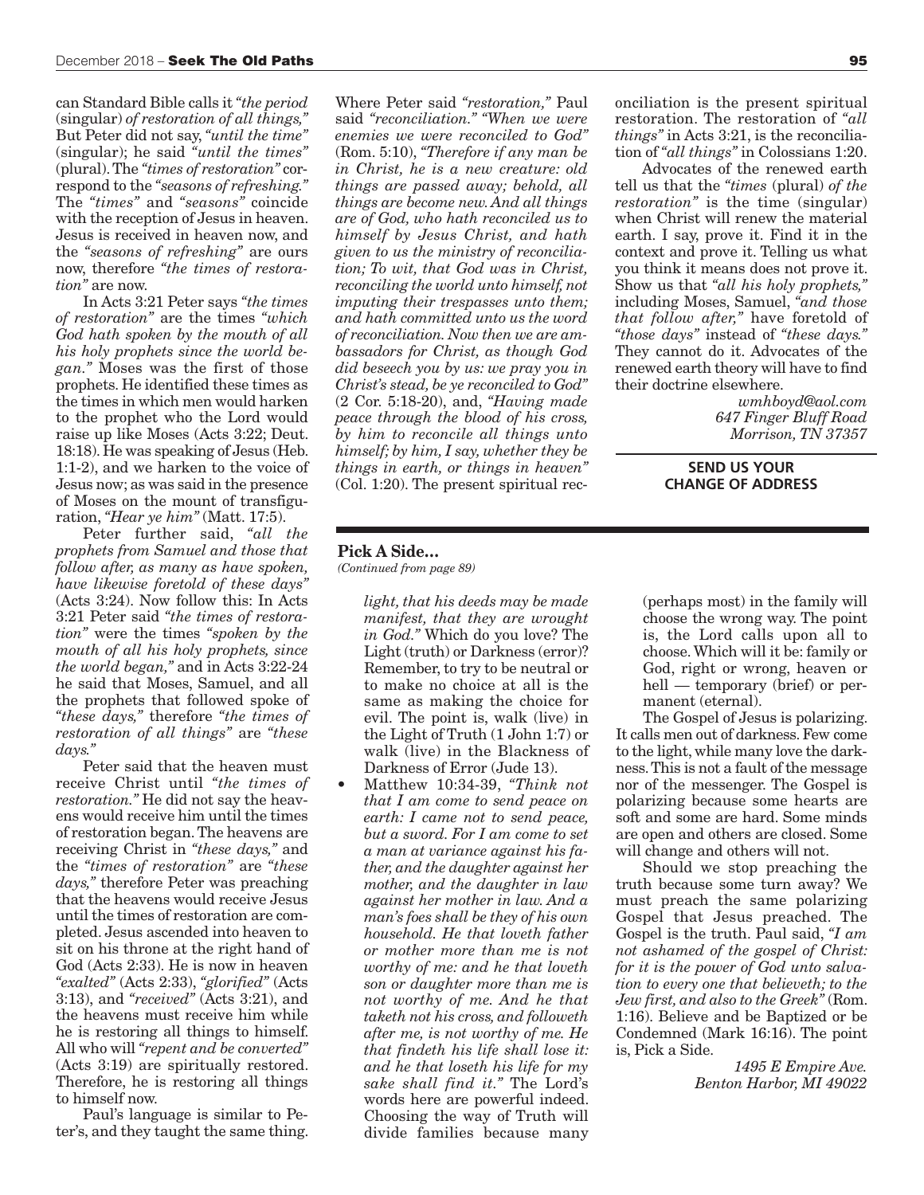can Standard Bible calls it *"the period* (singular) *of restoration of all things,"* But Peter did not say, *"until the time"* (singular); he said *"until the times"* (plural). The *"times of restoration"* correspond to the *"seasons of refreshing."* The *"times"* and *"seasons"* coincide with the reception of Jesus in heaven. Jesus is received in heaven now, and the *"seasons of refreshing"* are ours now, therefore *"the times of restoration"* are now.

In Acts 3:21 Peter says *"the times of restoration"* are the times *"which God hath spoken by the mouth of all his holy prophets since the world began."* Moses was the first of those prophets. He identified these times as the times in which men would harken to the prophet who the Lord would raise up like Moses (Acts 3:22; Deut. 18:18). He was speaking of Jesus (Heb. 1:1-2), and we harken to the voice of Jesus now; as was said in the presence of Moses on the mount of transfiguration, *"Hear ye him"* (Matt. 17:5).

Peter further said, *"all the prophets from Samuel and those that follow after, as many as have spoken, have likewise foretold of these days"* (Acts 3:24). Now follow this: In Acts 3:21 Peter said *"the times of restoration"* were the times *"spoken by the mouth of all his holy prophets, since the world began,"* and in Acts 3:22-24 he said that Moses, Samuel, and all the prophets that followed spoke of *"these days,"* therefore *"the times of restoration of all things"* are *"these days."*

Peter said that the heaven must receive Christ until *"the times of restoration."* He did not say the heavens would receive him until the times of restoration began. The heavens are receiving Christ in *"these days,"* and the *"times of restoration"* are *"these days,"* therefore Peter was preaching that the heavens would receive Jesus until the times of restoration are completed. Jesus ascended into heaven to sit on his throne at the right hand of God (Acts 2:33). He is now in heaven *"exalted"* (Acts 2:33), *"glorified"* (Acts 3:13), and *"received"* (Acts 3:21), and the heavens must receive him while he is restoring all things to himself. All who will *"repent and be converted"* (Acts 3:19) are spiritually restored. Therefore, he is restoring all things to himself now.

Paul's language is similar to Peter's, and they taught the same thing. Where Peter said *"restoration,"* Paul said *"reconciliation." "When we were enemies we were reconciled to God"* (Rom. 5:10), *"Therefore if any man be in Christ, he is a new creature: old things are passed away; behold, all things are become new. And all things are of God, who hath reconciled us to himself by Jesus Christ, and hath given to us the ministry of reconciliation; To wit, that God was in Christ, reconciling the world unto himself, not imputing their trespasses unto them; and hath committed unto us the word of reconciliation. Now then we are ambassadors for Christ, as though God did beseech you by us: we pray you in Christ's stead, be ye reconciled to God"* (2 Cor. 5:18-20), and, *"Having made peace through the blood of his cross, by him to reconcile all things unto himself; by him, I say, whether they be things in earth, or things in heaven"* (Col. 1:20). The present spiritual reconciliation is the present spiritual restoration. The restoration of *"all things"* in Acts 3:21, is the reconciliation of *"all things"* in Colossians 1:20.

Advocates of the renewed earth tell us that the *"times* (plural) *of the restoration"* is the time (singular) when Christ will renew the material earth. I say, prove it. Find it in the context and prove it. Telling us what you think it means does not prove it. Show us that *"all his holy prophets,"* including Moses, Samuel, *"and those that follow after,"* have foretold of *"those days"* instead of *"these days."* They cannot do it. Advocates of the renewed earth theory will have to find their doctrine elsewhere.

*wmhboyd@aol.com*
*647 Finger Bluff Road*
*Morrison, TN 37357*

**SEND US YOUR CHANGE OF ADDRESS**

---

**Pick A Side...**
*(Continued from page 89)*

*light, that his deeds may be made manifest, that they are wrought in God."* Which do you love? The Light (truth) or Darkness (error)? Remember, to try to be neutral or to make no choice at all is the same as making the choice for evil. The point is, walk (live) in the Light of Truth (1 John 1:7) or walk (live) in the Blackness of Darkness of Error (Jude 13).

- Matthew 10:34-39, *"Think not that I am come to send peace on earth: I came not to send peace, but a sword. For I am come to set a man at variance against his father, and the daughter against her mother, and the daughter in law against her mother in law. And a man's foes shall be they of his own household. He that loveth father or mother more than me is not worthy of me: and he that loveth son or daughter more than me is not worthy of me. And he that taketh not his cross, and followeth after me, is not worthy of me. He that findeth his life shall lose it: and he that loseth his life for my sake shall find it."* The Lord's words here are powerful indeed. Choosing the way of Truth will divide families because many (perhaps most) in the family will choose the wrong way. The point is, the Lord calls upon all to choose. Which will it be: family or God, right or wrong, heaven or hell — temporary (brief) or permanent (eternal).

The Gospel of Jesus is polarizing. It calls men out of darkness. Few come to the light, while many love the darkness. This is not a fault of the message nor of the messenger. The Gospel is polarizing because some hearts are soft and some are hard. Some minds are open and others are closed. Some will change and others will not.

Should we stop preaching the truth because some turn away? We must preach the same polarizing Gospel that Jesus preached. The Gospel is the truth. Paul said, *"I am not ashamed of the gospel of Christ: for it is the power of God unto salvation to every one that believeth; to the Jew first, and also to the Greek"* (Rom. 1:16). Believe and be Baptized or be Condemned (Mark 16:16). The point is, Pick a Side.

*1495 E Empire Ave.*
*Benton Harbor, MI 49022*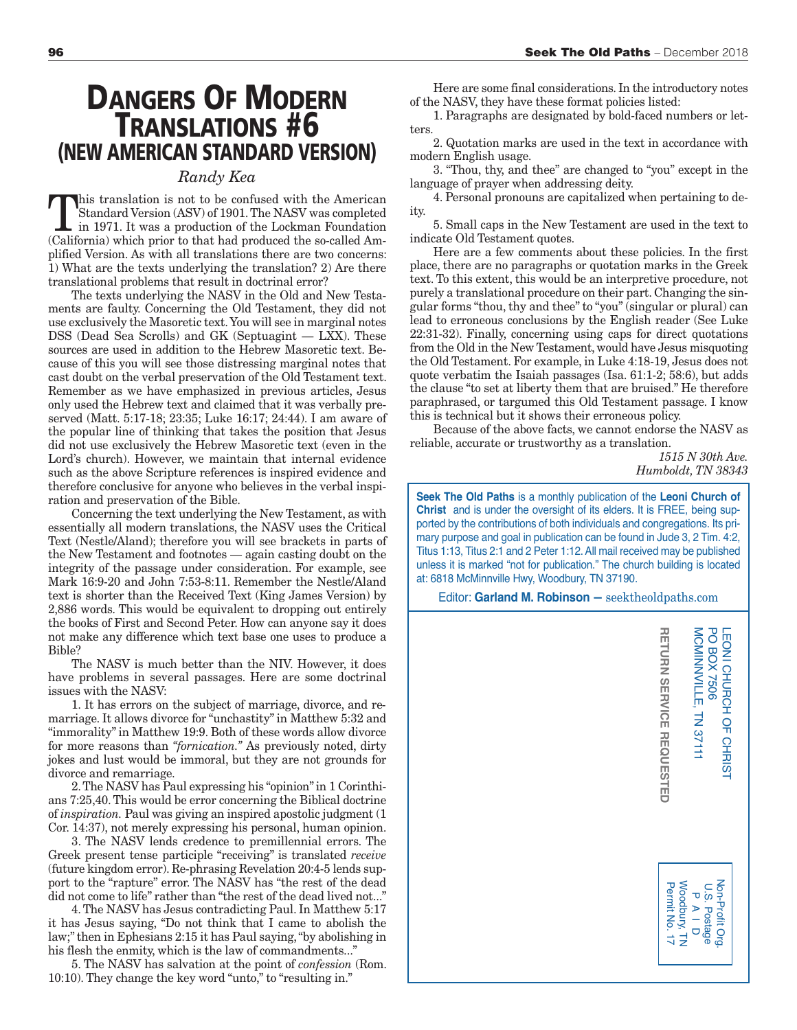# Dangers Of Modern Translations #6 (New American Standard Version)

*Randy Kea*

This translation is not to be confused with the American Standard Version (ASV) of 1901. The NASV was completed in 1971. It was a production of the Lockman Foundation (California) which prior to that had produced the so-called Amplified Version. As with all translations there are two concerns: 1) What are the texts underlying the translation? 2) Are there translational problems that result in doctrinal error?

The texts underlying the NASV in the Old and New Testaments are faulty. Concerning the Old Testament, they did not use exclusively the Masoretic text. You will see in marginal notes DSS (Dead Sea Scrolls) and GK (Septuagint — LXX). These sources are used in addition to the Hebrew Masoretic text. Because of this you will see those distressing marginal notes that cast doubt on the verbal preservation of the Old Testament text. Remember as we have emphasized in previous articles, Jesus only used the Hebrew text and claimed that it was verbally preserved (Matt. 5:17-18; 23:35; Luke 16:17; 24:44). I am aware of the popular line of thinking that takes the position that Jesus did not use exclusively the Hebrew Masoretic text (even in the Lord's church). However, we maintain that internal evidence such as the above Scripture references is inspired evidence and therefore conclusive for anyone who believes in the verbal inspiration and preservation of the Bible.

Concerning the text underlying the New Testament, as with essentially all modern translations, the NASV uses the Critical Text (Nestle/Aland); therefore you will see brackets in parts of the New Testament and footnotes — again casting doubt on the integrity of the passage under consideration. For example, see Mark 16:9-20 and John 7:53-8:11. Remember the Nestle/Aland text is shorter than the Received Text (King James Version) by 2,886 words. This would be equivalent to dropping out entirely the books of First and Second Peter. How can anyone say it does not make any difference which text base one uses to produce a Bible?

The NASV is much better than the NIV. However, it does have problems in several passages. Here are some doctrinal issues with the NASV:

1. It has errors on the subject of marriage, divorce, and remarriage. It allows divorce for "unchastity" in Matthew 5:32 and "immorality" in Matthew 19:9. Both of these words allow divorce for more reasons than *"fornication."* As previously noted, dirty jokes and lust would be immoral, but they are not grounds for divorce and remarriage.

2. The NASV has Paul expressing his "opinion" in 1 Corinthians 7:25,40. This would be error concerning the Biblical doctrine of *inspiration.* Paul was giving an inspired apostolic judgment (1 Cor. 14:37), not merely expressing his personal, human opinion.

3. The NASV lends credence to premillennial errors. The Greek present tense participle "receiving" is translated *receive* (future kingdom error). Re-phrasing Revelation 20:4-5 lends support to the "rapture" error. The NASV has "the rest of the dead did not come to life" rather than "the rest of the dead lived not..."

4. The NASV has Jesus contradicting Paul. In Matthew 5:17 it has Jesus saying, "Do not think that I came to abolish the law;" then in Ephesians 2:15 it has Paul saying, "by abolishing in his flesh the enmity, which is the law of commandments..."

5. The NASV has salvation at the point of *confession* (Rom. 10:10). They change the key word "unto," to "resulting in."

Here are some final considerations. In the introductory notes of the NASV, they have these format policies listed:

1. Paragraphs are designated by bold-faced numbers or letters.

2. Quotation marks are used in the text in accordance with modern English usage.

3. "Thou, thy, and thee" are changed to "you" except in the language of prayer when addressing deity.

4. Personal pronouns are capitalized when pertaining to deity.

5. Small caps in the New Testament are used in the text to indicate Old Testament quotes.

Here are a few comments about these policies. In the first place, there are no paragraphs or quotation marks in the Greek text. To this extent, this would be an interpretive procedure, not purely a translational procedure on their part. Changing the singular forms "thou, thy and thee" to "you" (singular or plural) can lead to erroneous conclusions by the English reader (See Luke 22:31-32). Finally, concerning using caps for direct quotations from the Old in the New Testament, would have Jesus misquoting the Old Testament. For example, in Luke 4:18-19, Jesus does not quote verbatim the Isaiah passages (Isa. 61:1-2; 58:6), but adds the clause "to set at liberty them that are bruised." He therefore paraphrased, or targumed this Old Testament passage. I know this is technical but it shows their erroneous policy.

Because of the above facts, we cannot endorse the NASV as reliable, accurate or trustworthy as a translation.

*1515 N 30th Ave.*
*Humboldt, TN 38343*

---

**Seek The Old Paths** is a monthly publication of the **Leoni Church of Christ** and is under the oversight of its elders. It is FREE, being supported by the contributions of both individuals and congregations. Its primary purpose and goal in publication can be found in Jude 3, 2 Tim. 4:2, Titus 1:13, Titus 2:1 and 2 Peter 1:12. All mail received may be published unless it is marked "not for publication." The church building is located at: 6818 McMinnville Hwy, Woodbury, TN 37190.

Editor: **Garland M. Robinson** — seektheoldpaths.com

LEONI CHURCH OF CHRIST
PO BOX 7506
MCMINNVILLE, TN 37111

**RETURN SERVICE REQUESTED**

Non-Profit Org.
U.S. Postage
P A I D
Woodbury, TN
Permit No. 17